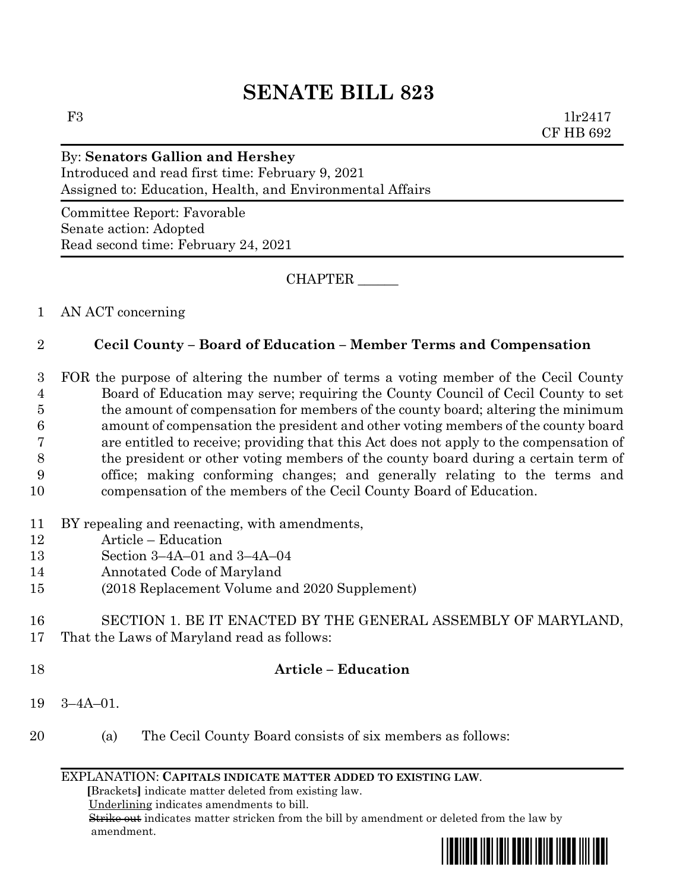# SENATE BILL 823

F3 1lr2417
CF HB 692

By: **Senators Gallion and Hershey**
Introduced and read first time: February 9, 2021
Assigned to: Education, Health, and Environmental Affairs

Committee Report: Favorable
Senate action: Adopted
Read second time: February 24, 2021

CHAPTER ______

1 AN ACT concerning

2 **Cecil County – Board of Education – Member Terms and Compensation**

3 FOR the purpose of altering the number of terms a voting member of the Cecil County
4 Board of Education may serve; requiring the County Council of Cecil County to set
5 the amount of compensation for members of the county board; altering the minimum
6 amount of compensation the president and other voting members of the county board
7 are entitled to receive; providing that this Act does not apply to the compensation of
8 the president or other voting members of the county board during a certain term of
9 office; making conforming changes; and generally relating to the terms and
10 compensation of the members of the Cecil County Board of Education.

11 BY repealing and reenacting, with amendments,
12 Article – Education
13 Section 3–4A–01 and 3–4A–04
14 Annotated Code of Maryland
15 (2018 Replacement Volume and 2020 Supplement)

16 SECTION 1. BE IT ENACTED BY THE GENERAL ASSEMBLY OF MARYLAND,
17 That the Laws of Maryland read as follows:

18 **Article – Education**

19 3–4A–01.

20 (a) The Cecil County Board consists of six members as follows:

EXPLANATION: **CAPITALS INDICATE MATTER ADDED TO EXISTING LAW.**
**[**Brackets**]** indicate matter deleted from existing law.
Underlining indicates amendments to bill.
~~Strike out~~ indicates matter stricken from the bill by amendment or deleted from the law by amendment.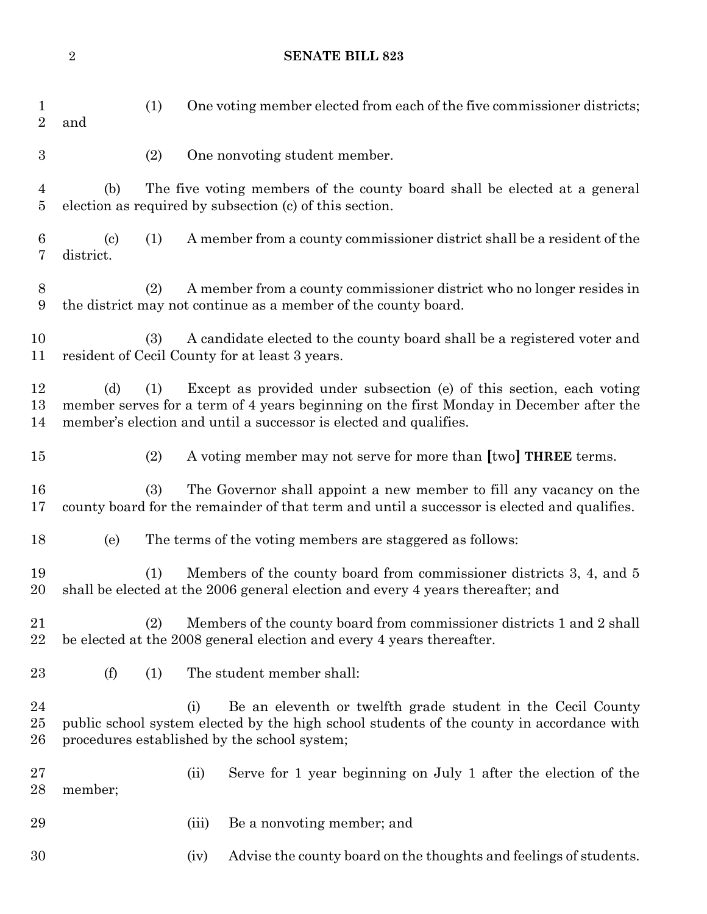(1) One voting member elected from each of the five commissioner districts; and

(2) One nonvoting student member.

(b) The five voting members of the county board shall be elected at a general election as required by subsection (c) of this section.

(c) (1) A member from a county commissioner district shall be a resident of the district.

(2) A member from a county commissioner district who no longer resides in the district may not continue as a member of the county board.

(3) A candidate elected to the county board shall be a registered voter and resident of Cecil County for at least 3 years.

(d) (1) Except as provided under subsection (e) of this section, each voting member serves for a term of 4 years beginning on the first Monday in December after the member's election and until a successor is elected and qualifies.

(2) A voting member may not serve for more than **[**two**]** **THREE** terms.

(3) The Governor shall appoint a new member to fill any vacancy on the county board for the remainder of that term and until a successor is elected and qualifies.

(e) The terms of the voting members are staggered as follows:

(1) Members of the county board from commissioner districts 3, 4, and 5 shall be elected at the 2006 general election and every 4 years thereafter; and

(2) Members of the county board from commissioner districts 1 and 2 shall be elected at the 2008 general election and every 4 years thereafter.

(f) (1) The student member shall:

(i) Be an eleventh or twelfth grade student in the Cecil County public school system elected by the high school students of the county in accordance with procedures established by the school system;

(ii) Serve for 1 year beginning on July 1 after the election of the member;

(iii) Be a nonvoting member; and

(iv) Advise the county board on the thoughts and feelings of students.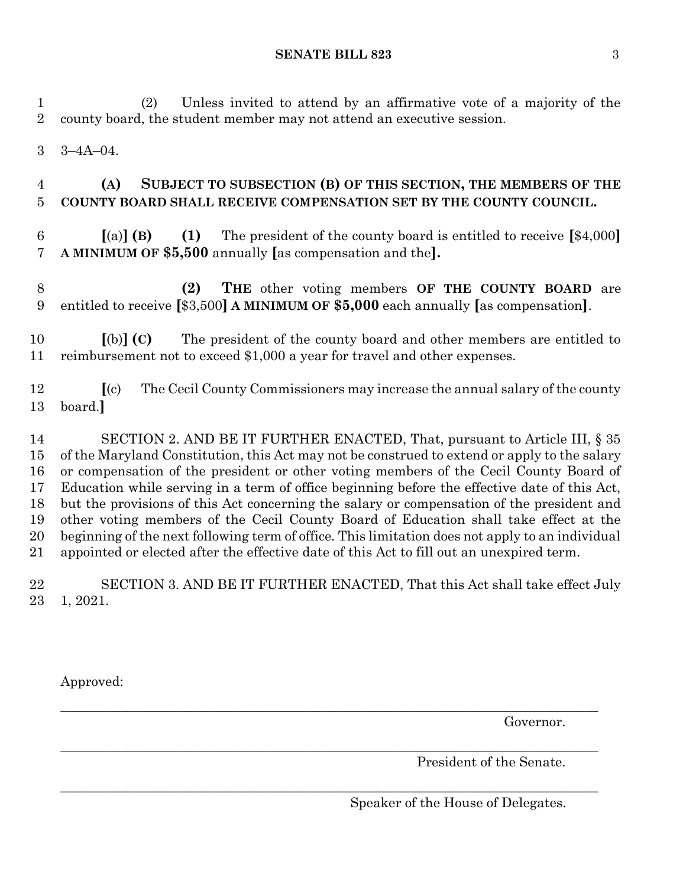(2) Unless invited to attend by an affirmative vote of a majority of the county board, the student member may not attend an executive session.

3–4A–04.

**(A) SUBJECT TO SUBSECTION (B) OF THIS SECTION, THE MEMBERS OF THE COUNTY BOARD SHALL RECEIVE COMPENSATION SET BY THE COUNTY COUNCIL.**

**[**(a)**] (B) (1)** The president of the county board is entitled to receive **[**$4,000**] A MINIMUM OF $5,500** annually **[**as compensation and the**].**

**(2) THE** other voting members **OF THE COUNTY BOARD** are entitled to receive **[**$3,500**] A MINIMUM OF $5,000** each annually **[**as compensation**]**.

**[**(b)**] (C)** The president of the county board and other members are entitled to reimbursement not to exceed $1,000 a year for travel and other expenses.

**[**(c) The Cecil County Commissioners may increase the annual salary of the county board.**]**

SECTION 2. AND BE IT FURTHER ENACTED, That, pursuant to Article III, § 35 of the Maryland Constitution, this Act may not be construed to extend or apply to the salary or compensation of the president or other voting members of the Cecil County Board of Education while serving in a term of office beginning before the effective date of this Act, but the provisions of this Act concerning the salary or compensation of the president and other voting members of the Cecil County Board of Education shall take effect at the beginning of the next following term of office. This limitation does not apply to an individual appointed or elected after the effective date of this Act to fill out an unexpired term.

SECTION 3. AND BE IT FURTHER ENACTED, That this Act shall take effect July 1, 2021.

Approved:

\_\_\_\_\_\_\_\_\_\_\_\_\_\_\_\_\_\_\_\_\_\_\_\_\_\_\_\_\_\_\_\_\_\_\_\_\_\_\_\_\_\_\_\_\_\_\_\_\_\_\_\_\_\_\_\_\_\_\_\_\_\_\_\_

Governor.

\_\_\_\_\_\_\_\_\_\_\_\_\_\_\_\_\_\_\_\_\_\_\_\_\_\_\_\_\_\_\_\_\_\_\_\_\_\_\_\_\_\_\_\_\_\_\_\_\_\_\_\_\_\_\_\_\_\_\_\_\_\_\_\_

President of the Senate.

\_\_\_\_\_\_\_\_\_\_\_\_\_\_\_\_\_\_\_\_\_\_\_\_\_\_\_\_\_\_\_\_\_\_\_\_\_\_\_\_\_\_\_\_\_\_\_\_\_\_\_\_\_\_\_\_\_\_\_\_\_\_\_\_

Speaker of the House of Delegates.